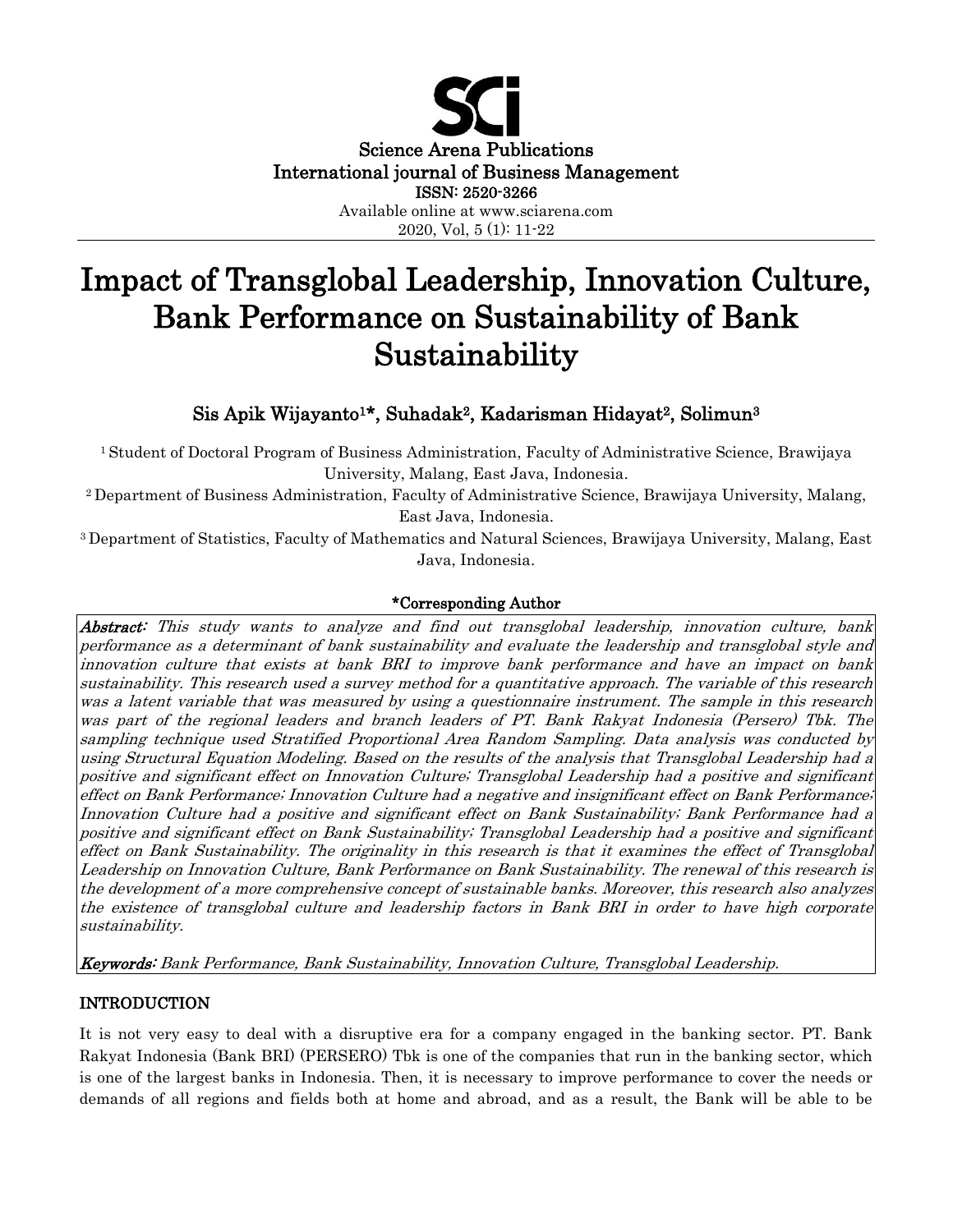Science Arena Publications
International journal of Business Management
ISSN: 2520-3266
Available online at www.sciarena.com
2020, Vol, 5 (1): 11-22

# Impact of Transglobal Leadership, Innovation Culture, Bank Performance on Sustainability of Bank Sustainability

**Sis Apik Wijayanto[1]\*, Suhadak[2], Kadarisman Hidayat[2], Solimun[3]**

[1] Student of Doctoral Program of Business Administration, Faculty of Administrative Science, Brawijaya University, Malang, East Java, Indonesia.

[2] Department of Business Administration, Faculty of Administrative Science, Brawijaya University, Malang, East Java, Indonesia.

[3] Department of Statistics, Faculty of Mathematics and Natural Sciences, Brawijaya University, Malang, East Java, Indonesia.

**\*Corresponding Author**

***Abstract:*** *This study wants to analyze and find out transglobal leadership, innovation culture, bank performance as a determinant of bank sustainability and evaluate the leadership and transglobal style and innovation culture that exists at bank BRI to improve bank performance and have an impact on bank sustainability. This research used a survey method for a quantitative approach. The variable of this research was a latent variable that was measured by using a questionnaire instrument. The sample in this research was part of the regional leaders and branch leaders of PT. Bank Rakyat Indonesia (Persero) Tbk. The sampling technique used Stratified Proportional Area Random Sampling. Data analysis was conducted by using Structural Equation Modeling. Based on the results of the analysis that Transglobal Leadership had a positive and significant effect on Innovation Culture; Transglobal Leadership had a positive and significant effect on Bank Performance; Innovation Culture had a negative and insignificant effect on Bank Performance; Innovation Culture had a positive and significant effect on Bank Sustainability; Bank Performance had a positive and significant effect on Bank Sustainability; Transglobal Leadership had a positive and significant effect on Bank Sustainability. The originality in this research is that it examines the effect of Transglobal Leadership on Innovation Culture, Bank Performance on Bank Sustainability. The renewal of this research is the development of a more comprehensive concept of sustainable banks. Moreover, this research also analyzes the existence of transglobal culture and leadership factors in Bank BRI in order to have high corporate sustainability.*

***Keywords:*** *Bank Performance, Bank Sustainability, Innovation Culture, Transglobal Leadership.*

## INTRODUCTION

It is not very easy to deal with a disruptive era for a company engaged in the banking sector. PT. Bank Rakyat Indonesia (Bank BRI) (PERSERO) Tbk is one of the companies that run in the banking sector, which is one of the largest banks in Indonesia. Then, it is necessary to improve performance to cover the needs or demands of all regions and fields both at home and abroad, and as a result, the Bank will be able to be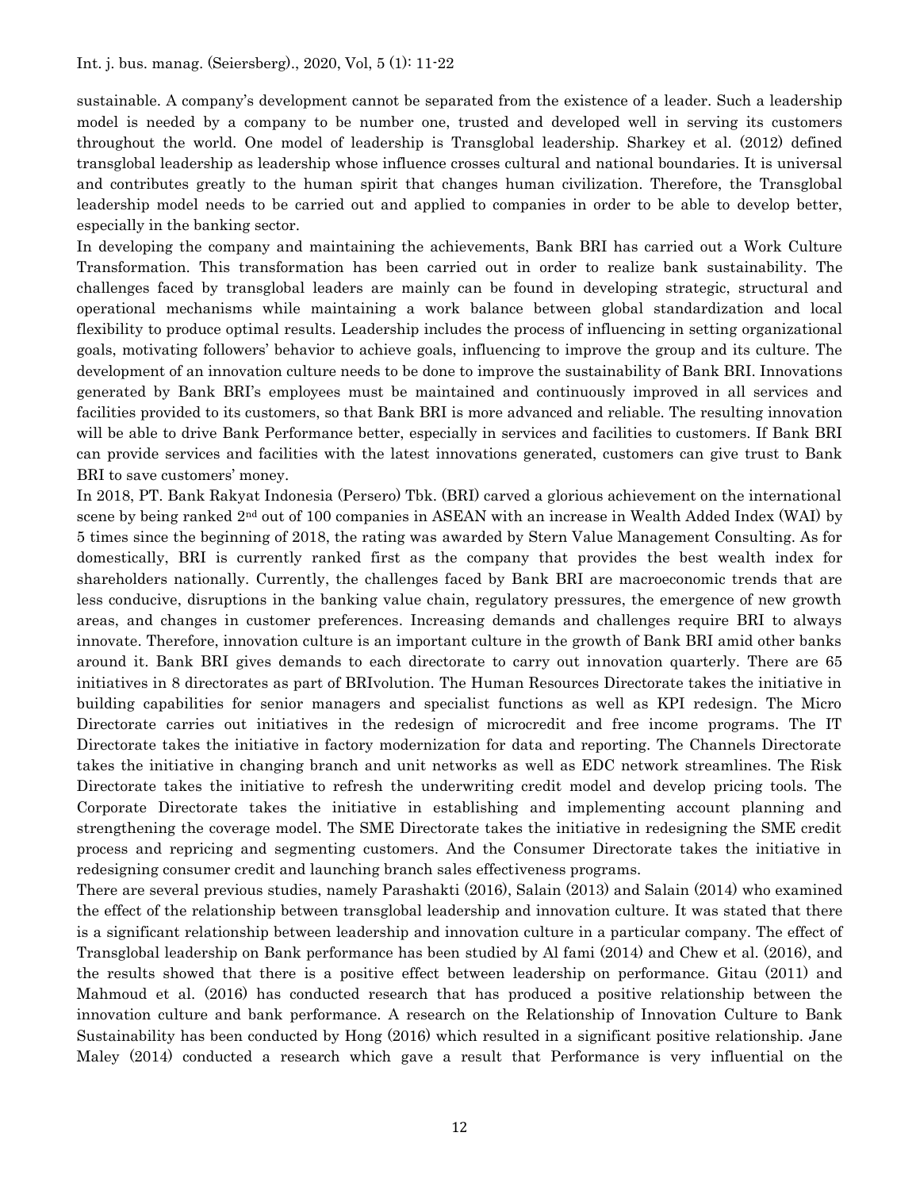sustainable. A company's development cannot be separated from the existence of a leader. Such a leadership model is needed by a company to be number one, trusted and developed well in serving its customers throughout the world. One model of leadership is Transglobal leadership. Sharkey et al. (2012) defined transglobal leadership as leadership whose influence crosses cultural and national boundaries. It is universal and contributes greatly to the human spirit that changes human civilization. Therefore, the Transglobal leadership model needs to be carried out and applied to companies in order to be able to develop better, especially in the banking sector.

In developing the company and maintaining the achievements, Bank BRI has carried out a Work Culture Transformation. This transformation has been carried out in order to realize bank sustainability. The challenges faced by transglobal leaders are mainly can be found in developing strategic, structural and operational mechanisms while maintaining a work balance between global standardization and local flexibility to produce optimal results. Leadership includes the process of influencing in setting organizational goals, motivating followers' behavior to achieve goals, influencing to improve the group and its culture. The development of an innovation culture needs to be done to improve the sustainability of Bank BRI. Innovations generated by Bank BRI's employees must be maintained and continuously improved in all services and facilities provided to its customers, so that Bank BRI is more advanced and reliable. The resulting innovation will be able to drive Bank Performance better, especially in services and facilities to customers. If Bank BRI can provide services and facilities with the latest innovations generated, customers can give trust to Bank BRI to save customers' money.

In 2018, PT. Bank Rakyat Indonesia (Persero) Tbk. (BRI) carved a glorious achievement on the international scene by being ranked 2nd out of 100 companies in ASEAN with an increase in Wealth Added Index (WAI) by 5 times since the beginning of 2018, the rating was awarded by Stern Value Management Consulting. As for domestically, BRI is currently ranked first as the company that provides the best wealth index for shareholders nationally. Currently, the challenges faced by Bank BRI are macroeconomic trends that are less conducive, disruptions in the banking value chain, regulatory pressures, the emergence of new growth areas, and changes in customer preferences. Increasing demands and challenges require BRI to always innovate. Therefore, innovation culture is an important culture in the growth of Bank BRI amid other banks around it. Bank BRI gives demands to each directorate to carry out innovation quarterly. There are 65 initiatives in 8 directorates as part of BRIvolution. The Human Resources Directorate takes the initiative in building capabilities for senior managers and specialist functions as well as KPI redesign. The Micro Directorate carries out initiatives in the redesign of microcredit and free income programs. The IT Directorate takes the initiative in factory modernization for data and reporting. The Channels Directorate takes the initiative in changing branch and unit networks as well as EDC network streamlines. The Risk Directorate takes the initiative to refresh the underwriting credit model and develop pricing tools. The Corporate Directorate takes the initiative in establishing and implementing account planning and strengthening the coverage model. The SME Directorate takes the initiative in redesigning the SME credit process and repricing and segmenting customers. And the Consumer Directorate takes the initiative in redesigning consumer credit and launching branch sales effectiveness programs.

There are several previous studies, namely Parashakti (2016), Salain (2013) and Salain (2014) who examined the effect of the relationship between transglobal leadership and innovation culture. It was stated that there is a significant relationship between leadership and innovation culture in a particular company. The effect of Transglobal leadership on Bank performance has been studied by Al fami (2014) and Chew et al. (2016), and the results showed that there is a positive effect between leadership on performance. Gitau (2011) and Mahmoud et al. (2016) has conducted research that has produced a positive relationship between the innovation culture and bank performance. A research on the Relationship of Innovation Culture to Bank Sustainability has been conducted by Hong (2016) which resulted in a significant positive relationship. Jane Maley (2014) conducted a research which gave a result that Performance is very influential on the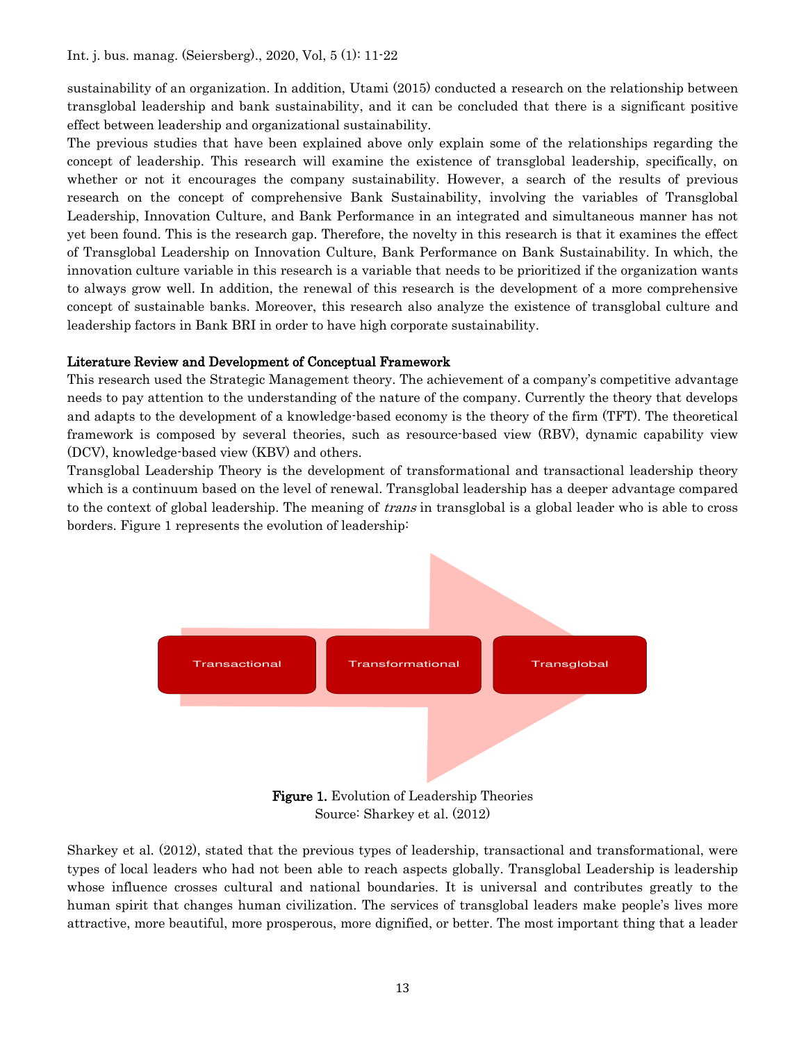sustainability of an organization. In addition, Utami (2015) conducted a research on the relationship between transglobal leadership and bank sustainability, and it can be concluded that there is a significant positive effect between leadership and organizational sustainability.

The previous studies that have been explained above only explain some of the relationships regarding the concept of leadership. This research will examine the existence of transglobal leadership, specifically, on whether or not it encourages the company sustainability. However, a search of the results of previous research on the concept of comprehensive Bank Sustainability, involving the variables of Transglobal Leadership, Innovation Culture, and Bank Performance in an integrated and simultaneous manner has not yet been found. This is the research gap. Therefore, the novelty in this research is that it examines the effect of Transglobal Leadership on Innovation Culture, Bank Performance on Bank Sustainability. In which, the innovation culture variable in this research is a variable that needs to be prioritized if the organization wants to always grow well. In addition, the renewal of this research is the development of a more comprehensive concept of sustainable banks. Moreover, this research also analyze the existence of transglobal culture and leadership factors in Bank BRI in order to have high corporate sustainability.

## Literature Review and Development of Conceptual Framework

This research used the Strategic Management theory. The achievement of a company's competitive advantage needs to pay attention to the understanding of the nature of the company. Currently the theory that develops and adapts to the development of a knowledge-based economy is the theory of the firm (TFT). The theoretical framework is composed by several theories, such as resource-based view (RBV), dynamic capability view (DCV), knowledge-based view (KBV) and others.

Transglobal Leadership Theory is the development of transformational and transactional leadership theory which is a continuum based on the level of renewal. Transglobal leadership has a deeper advantage compared to the context of global leadership. The meaning of *trans* in transglobal is a global leader who is able to cross borders. Figure 1 represents the evolution of leadership:

Transactional → Transformational → Transglobal

**Figure 1.** Evolution of Leadership Theories
Source: Sharkey et al. (2012)

Sharkey et al. (2012), stated that the previous types of leadership, transactional and transformational, were types of local leaders who had not been able to reach aspects globally. Transglobal Leadership is leadership whose influence crosses cultural and national boundaries. It is universal and contributes greatly to the human spirit that changes human civilization. The services of transglobal leaders make people's lives more attractive, more beautiful, more prosperous, more dignified, or better. The most important thing that a leader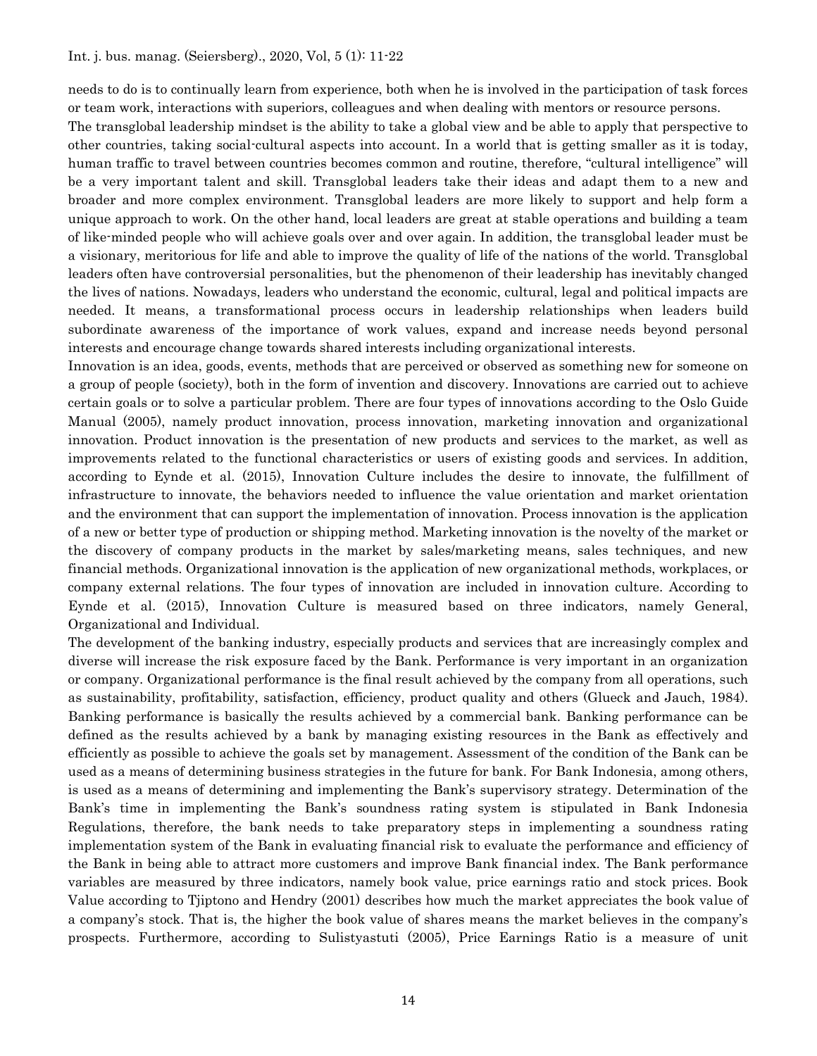needs to do is to continually learn from experience, both when he is involved in the participation of task forces or team work, interactions with superiors, colleagues and when dealing with mentors or resource persons.

The transglobal leadership mindset is the ability to take a global view and be able to apply that perspective to other countries, taking social-cultural aspects into account. In a world that is getting smaller as it is today, human traffic to travel between countries becomes common and routine, therefore, "cultural intelligence" will be a very important talent and skill. Transglobal leaders take their ideas and adapt them to a new and broader and more complex environment. Transglobal leaders are more likely to support and help form a unique approach to work. On the other hand, local leaders are great at stable operations and building a team of like-minded people who will achieve goals over and over again. In addition, the transglobal leader must be a visionary, meritorious for life and able to improve the quality of life of the nations of the world. Transglobal leaders often have controversial personalities, but the phenomenon of their leadership has inevitably changed the lives of nations. Nowadays, leaders who understand the economic, cultural, legal and political impacts are needed. It means, a transformational process occurs in leadership relationships when leaders build subordinate awareness of the importance of work values, expand and increase needs beyond personal interests and encourage change towards shared interests including organizational interests.

Innovation is an idea, goods, events, methods that are perceived or observed as something new for someone on a group of people (society), both in the form of invention and discovery. Innovations are carried out to achieve certain goals or to solve a particular problem. There are four types of innovations according to the Oslo Guide Manual (2005), namely product innovation, process innovation, marketing innovation and organizational innovation. Product innovation is the presentation of new products and services to the market, as well as improvements related to the functional characteristics or users of existing goods and services. In addition, according to Eynde et al. (2015), Innovation Culture includes the desire to innovate, the fulfillment of infrastructure to innovate, the behaviors needed to influence the value orientation and market orientation and the environment that can support the implementation of innovation. Process innovation is the application of a new or better type of production or shipping method. Marketing innovation is the novelty of the market or the discovery of company products in the market by sales/marketing means, sales techniques, and new financial methods. Organizational innovation is the application of new organizational methods, workplaces, or company external relations. The four types of innovation are included in innovation culture. According to Eynde et al. (2015), Innovation Culture is measured based on three indicators, namely General, Organizational and Individual.

The development of the banking industry, especially products and services that are increasingly complex and diverse will increase the risk exposure faced by the Bank. Performance is very important in an organization or company. Organizational performance is the final result achieved by the company from all operations, such as sustainability, profitability, satisfaction, efficiency, product quality and others (Glueck and Jauch, 1984). Banking performance is basically the results achieved by a commercial bank. Banking performance can be defined as the results achieved by a bank by managing existing resources in the Bank as effectively and efficiently as possible to achieve the goals set by management. Assessment of the condition of the Bank can be used as a means of determining business strategies in the future for bank. For Bank Indonesia, among others, is used as a means of determining and implementing the Bank's supervisory strategy. Determination of the Bank's time in implementing the Bank's soundness rating system is stipulated in Bank Indonesia Regulations, therefore, the bank needs to take preparatory steps in implementing a soundness rating implementation system of the Bank in evaluating financial risk to evaluate the performance and efficiency of the Bank in being able to attract more customers and improve Bank financial index. The Bank performance variables are measured by three indicators, namely book value, price earnings ratio and stock prices. Book Value according to Tjiptono and Hendry (2001) describes how much the market appreciates the book value of a company's stock. That is, the higher the book value of shares means the market believes in the company's prospects. Furthermore, according to Sulistyastuti (2005), Price Earnings Ratio is a measure of unit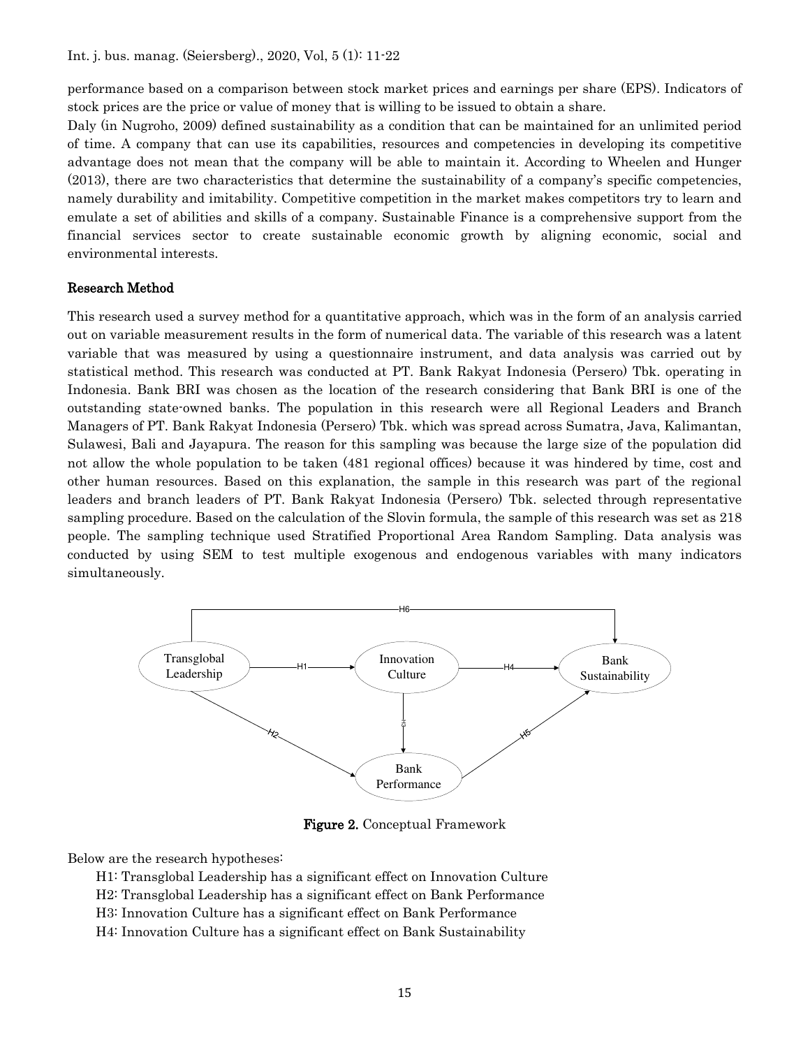performance based on a comparison between stock market prices and earnings per share (EPS). Indicators of stock prices are the price or value of money that is willing to be issued to obtain a share.

Daly (in Nugroho, 2009) defined sustainability as a condition that can be maintained for an unlimited period of time. A company that can use its capabilities, resources and competencies in developing its competitive advantage does not mean that the company will be able to maintain it. According to Wheelen and Hunger (2013), there are two characteristics that determine the sustainability of a company's specific competencies, namely durability and imitability. Competitive competition in the market makes competitors try to learn and emulate a set of abilities and skills of a company. Sustainable Finance is a comprehensive support from the financial services sector to create sustainable economic growth by aligning economic, social and environmental interests.

## Research Method

This research used a survey method for a quantitative approach, which was in the form of an analysis carried out on variable measurement results in the form of numerical data. The variable of this research was a latent variable that was measured by using a questionnaire instrument, and data analysis was carried out by statistical method. This research was conducted at PT. Bank Rakyat Indonesia (Persero) Tbk. operating in Indonesia. Bank BRI was chosen as the location of the research considering that Bank BRI is one of the outstanding state-owned banks. The population in this research were all Regional Leaders and Branch Managers of PT. Bank Rakyat Indonesia (Persero) Tbk. which was spread across Sumatra, Java, Kalimantan, Sulawesi, Bali and Jayapura. The reason for this sampling was because the large size of the population did not allow the whole population to be taken (481 regional offices) because it was hindered by time, cost and other human resources. Based on this explanation, the sample in this research was part of the regional leaders and branch leaders of PT. Bank Rakyat Indonesia (Persero) Tbk. selected through representative sampling procedure. Based on the calculation of the Slovin formula, the sample of this research was set as 218 people. The sampling technique used Stratified Proportional Area Random Sampling. Data analysis was conducted by using SEM to test multiple exogenous and endogenous variables with many indicators simultaneously.

**Figure 2.** Conceptual Framework

Below are the research hypotheses:

- H1: Transglobal Leadership has a significant effect on Innovation Culture
- H2: Transglobal Leadership has a significant effect on Bank Performance
- H3: Innovation Culture has a significant effect on Bank Performance
- H4: Innovation Culture has a significant effect on Bank Sustainability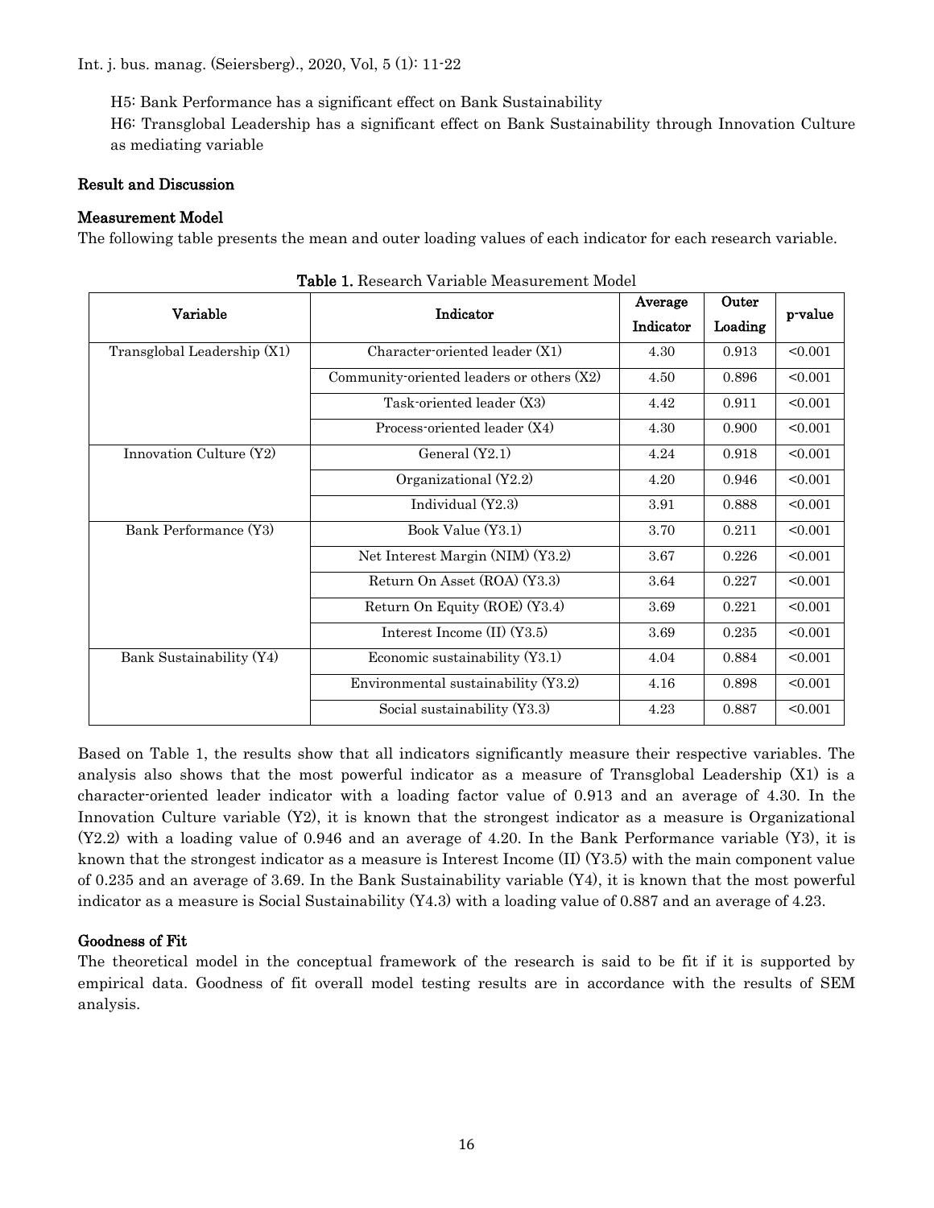H5: Bank Performance has a significant effect on Bank Sustainability

H6: Transglobal Leadership has a significant effect on Bank Sustainability through Innovation Culture as mediating variable

## Result and Discussion

### Measurement Model

The following table presents the mean and outer loading values of each indicator for each research variable.

**Table 1.** Research Variable Measurement Model

| Variable | Indicator | Average Indicator | Outer Loading | p-value |
|---|---|---|---|---|
| Transglobal Leadership (X1) | Character-oriented leader (X1) | 4.30 | 0.913 | <0.001 |
| | Community-oriented leaders or others (X2) | 4.50 | 0.896 | <0.001 |
| | Task-oriented leader (X3) | 4.42 | 0.911 | <0.001 |
| | Process-oriented leader (X4) | 4.30 | 0.900 | <0.001 |
| Innovation Culture (Y2) | General (Y2.1) | 4.24 | 0.918 | <0.001 |
| | Organizational (Y2.2) | 4.20 | 0.946 | <0.001 |
| | Individual (Y2.3) | 3.91 | 0.888 | <0.001 |
| Bank Performance (Y3) | Book Value (Y3.1) | 3.70 | 0.211 | <0.001 |
| | Net Interest Margin (NIM) (Y3.2) | 3.67 | 0.226 | <0.001 |
| | Return On Asset (ROA) (Y3.3) | 3.64 | 0.227 | <0.001 |
| | Return On Equity (ROE) (Y3.4) | 3.69 | 0.221 | <0.001 |
| | Interest Income (II) (Y3.5) | 3.69 | 0.235 | <0.001 |
| Bank Sustainability (Y4) | Economic sustainability (Y3.1) | 4.04 | 0.884 | <0.001 |
| | Environmental sustainability (Y3.2) | 4.16 | 0.898 | <0.001 |
| | Social sustainability (Y3.3) | 4.23 | 0.887 | <0.001 |

Based on Table 1, the results show that all indicators significantly measure their respective variables. The analysis also shows that the most powerful indicator as a measure of Transglobal Leadership (X1) is a character-oriented leader indicator with a loading factor value of 0.913 and an average of 4.30. In the Innovation Culture variable (Y2), it is known that the strongest indicator as a measure is Organizational (Y2.2) with a loading value of 0.946 and an average of 4.20. In the Bank Performance variable (Y3), it is known that the strongest indicator as a measure is Interest Income (II) (Y3.5) with the main component value of 0.235 and an average of 3.69. In the Bank Sustainability variable (Y4), it is known that the most powerful indicator as a measure is Social Sustainability (Y4.3) with a loading value of 0.887 and an average of 4.23.

### Goodness of Fit

The theoretical model in the conceptual framework of the research is said to be fit if it is supported by empirical data. Goodness of fit overall model testing results are in accordance with the results of SEM analysis.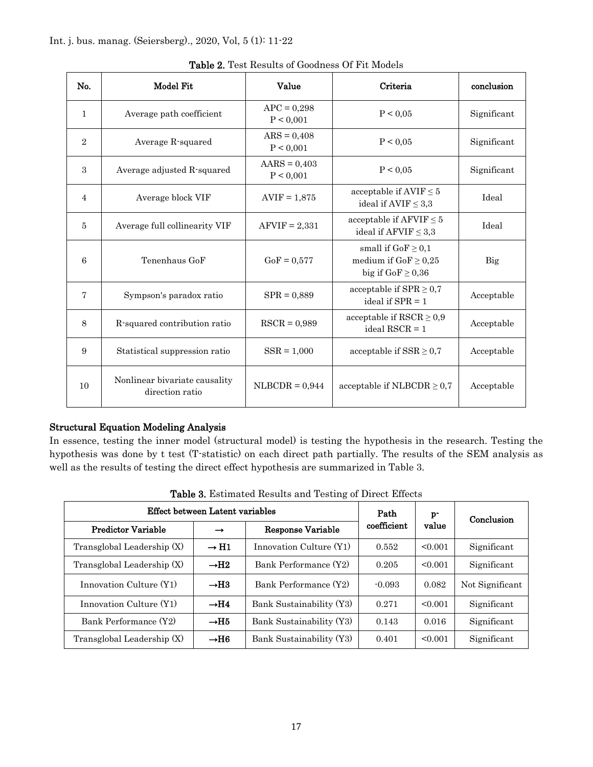**Table 2.** Test Results of Goodness Of Fit Models

| No. | Model Fit | Value | Criteria | conclusion |
|---|---|---|---|---|
| 1 | Average path coefficient | APC = 0,298 P < 0,001 | P < 0,05 | Significant |
| 2 | Average R-squared | ARS = 0,408 P < 0,001 | P < 0,05 | Significant |
| 3 | Average adjusted R-squared | AARS = 0,403 P < 0,001 | P < 0,05 | Significant |
| 4 | Average block VIF | AVIF = 1,875 | acceptable if AVIF ≤ 5 ideal if AVIF ≤ 3,3 | Ideal |
| 5 | Average full collinearity VIF | AFVIF = 2,331 | acceptable if AFVIF ≤ 5 ideal if AFVIF ≤ 3,3 | Ideal |
| 6 | Tenenhaus GoF | GoF = 0,577 | small if GoF ≥ 0,1 medium if GoF ≥ 0,25 big if GoF ≥ 0,36 | Big |
| 7 | Sympson's paradox ratio | SPR = 0,889 | acceptable if SPR ≥ 0,7 ideal if SPR = 1 | Acceptable |
| 8 | R-squared contribution ratio | RSCR = 0,989 | acceptable if RSCR ≥ 0,9 ideal RSCR = 1 | Acceptable |
| 9 | Statistical suppression ratio | SSR = 1,000 | acceptable if SSR ≥ 0,7 | Acceptable |
| 10 | Nonlinear bivariate causality direction ratio | NLBCDR = 0,944 | acceptable if NLBCDR ≥ 0,7 | Acceptable |

## Structural Equation Modeling Analysis

In essence, testing the inner model (structural model) is testing the hypothesis in the research. Testing the hypothesis was done by t test (T-statistic) on each direct path partially. The results of the SEM analysis as well as the results of testing the direct effect hypothesis are summarized in Table 3.

**Table 3.** Estimated Results and Testing of Direct Effects

| Effect between Latent variables | | | Path coefficient | p-value | Conclusion |
|---|---|---|---|---|---|
| Predictor Variable | → | Response Variable | | | |
| Transglobal Leadership (X) | → H1 | Innovation Culture (Y1) | 0.552 | <0.001 | Significant |
| Transglobal Leadership (X) | →H2 | Bank Performance (Y2) | 0.205 | <0.001 | Significant |
| Innovation Culture (Y1) | →H3 | Bank Performance (Y2) | -0.093 | 0.082 | Not Significant |
| Innovation Culture (Y1) | →H4 | Bank Sustainability (Y3) | 0.271 | <0.001 | Significant |
| Bank Performance (Y2) | →H5 | Bank Sustainability (Y3) | 0.143 | 0.016 | Significant |
| Transglobal Leadership (X) | →H6 | Bank Sustainability (Y3) | 0.401 | <0.001 | Significant |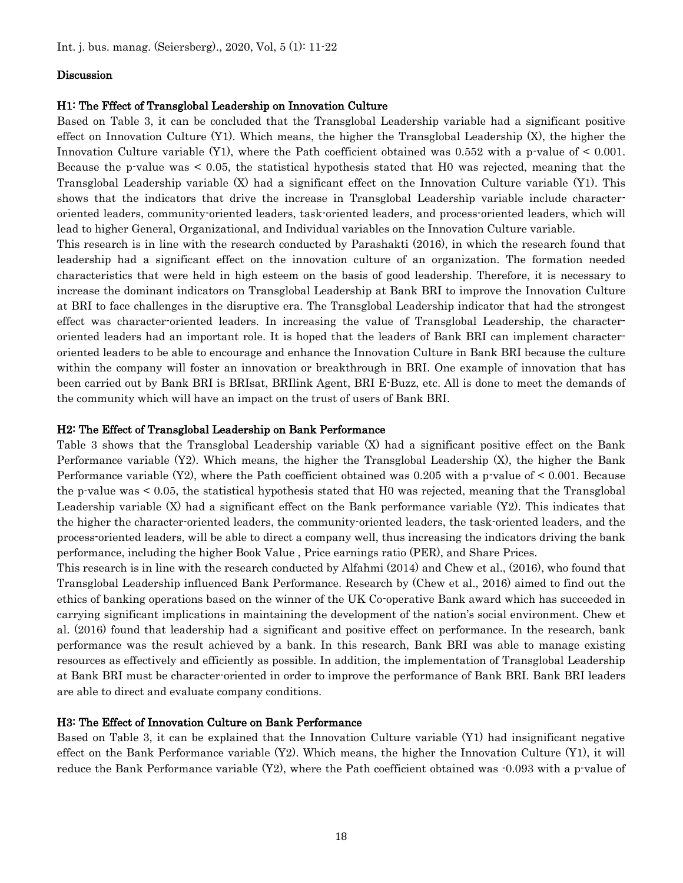## Discussion

### H1: The Fffect of Transglobal Leadership on Innovation Culture

Based on Table 3, it can be concluded that the Transglobal Leadership variable had a significant positive effect on Innovation Culture (Y1). Which means, the higher the Transglobal Leadership (X), the higher the Innovation Culture variable (Y1), where the Path coefficient obtained was 0.552 with a p-value of < 0.001. Because the p-value was < 0.05, the statistical hypothesis stated that H0 was rejected, meaning that the Transglobal Leadership variable (X) had a significant effect on the Innovation Culture variable (Y1). This shows that the indicators that drive the increase in Transglobal Leadership variable include character-oriented leaders, community-oriented leaders, task-oriented leaders, and process-oriented leaders, which will lead to higher General, Organizational, and Individual variables on the Innovation Culture variable.

This research is in line with the research conducted by Parashakti (2016), in which the research found that leadership had a significant effect on the innovation culture of an organization. The formation needed characteristics that were held in high esteem on the basis of good leadership. Therefore, it is necessary to increase the dominant indicators on Transglobal Leadership at Bank BRI to improve the Innovation Culture at BRI to face challenges in the disruptive era. The Transglobal Leadership indicator that had the strongest effect was character-oriented leaders. In increasing the value of Transglobal Leadership, the character-oriented leaders had an important role. It is hoped that the leaders of Bank BRI can implement character-oriented leaders to be able to encourage and enhance the Innovation Culture in Bank BRI because the culture within the company will foster an innovation or breakthrough in BRI. One example of innovation that has been carried out by Bank BRI is BRIsat, BRIlink Agent, BRI E-Buzz, etc. All is done to meet the demands of the community which will have an impact on the trust of users of Bank BRI.

### H2: The Effect of Transglobal Leadership on Bank Performance

Table 3 shows that the Transglobal Leadership variable (X) had a significant positive effect on the Bank Performance variable (Y2). Which means, the higher the Transglobal Leadership (X), the higher the Bank Performance variable (Y2), where the Path coefficient obtained was 0.205 with a p-value of < 0.001. Because the p-value was < 0.05, the statistical hypothesis stated that H0 was rejected, meaning that the Transglobal Leadership variable (X) had a significant effect on the Bank performance variable (Y2). This indicates that the higher the character-oriented leaders, the community-oriented leaders, the task-oriented leaders, and the process-oriented leaders, will be able to direct a company well, thus increasing the indicators driving the bank performance, including the higher Book Value , Price earnings ratio (PER), and Share Prices.

This research is in line with the research conducted by Alfahmi (2014) and Chew et al., (2016), who found that Transglobal Leadership influenced Bank Performance. Research by (Chew et al., 2016) aimed to find out the ethics of banking operations based on the winner of the UK Co-operative Bank award which has succeeded in carrying significant implications in maintaining the development of the nation's social environment. Chew et al. (2016) found that leadership had a significant and positive effect on performance. In the research, bank performance was the result achieved by a bank. In this research, Bank BRI was able to manage existing resources as effectively and efficiently as possible. In addition, the implementation of Transglobal Leadership at Bank BRI must be character-oriented in order to improve the performance of Bank BRI. Bank BRI leaders are able to direct and evaluate company conditions.

### H3: The Effect of Innovation Culture on Bank Performance

Based on Table 3, it can be explained that the Innovation Culture variable (Y1) had insignificant negative effect on the Bank Performance variable (Y2). Which means, the higher the Innovation Culture (Y1), it will reduce the Bank Performance variable (Y2), where the Path coefficient obtained was -0.093 with a p-value of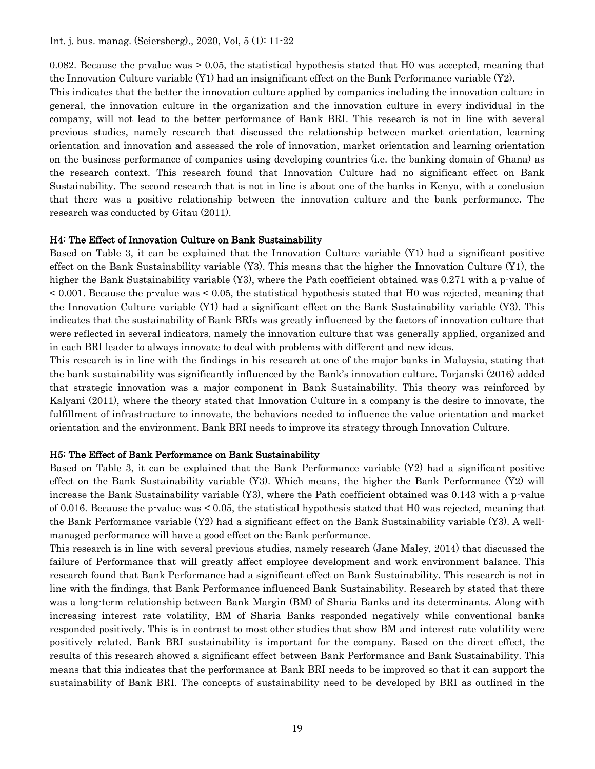0.082. Because the p-value was > 0.05, the statistical hypothesis stated that H0 was accepted, meaning that the Innovation Culture variable (Y1) had an insignificant effect on the Bank Performance variable (Y2).

This indicates that the better the innovation culture applied by companies including the innovation culture in general, the innovation culture in the organization and the innovation culture in every individual in the company, will not lead to the better performance of Bank BRI. This research is not in line with several previous studies, namely research that discussed the relationship between market orientation, learning orientation and innovation and assessed the role of innovation, market orientation and learning orientation on the business performance of companies using developing countries (i.e. the banking domain of Ghana) as the research context. This research found that Innovation Culture had no significant effect on Bank Sustainability. The second research that is not in line is about one of the banks in Kenya, with a conclusion that there was a positive relationship between the innovation culture and the bank performance. The research was conducted by Gitau (2011).

### H4: The Effect of Innovation Culture on Bank Sustainability

Based on Table 3, it can be explained that the Innovation Culture variable (Y1) had a significant positive effect on the Bank Sustainability variable (Y3). This means that the higher the Innovation Culture (Y1), the higher the Bank Sustainability variable (Y3), where the Path coefficient obtained was 0.271 with a p-value of < 0.001. Because the p-value was < 0.05, the statistical hypothesis stated that H0 was rejected, meaning that the Innovation Culture variable (Y1) had a significant effect on the Bank Sustainability variable (Y3). This indicates that the sustainability of Bank BRIs was greatly influenced by the factors of innovation culture that were reflected in several indicators, namely the innovation culture that was generally applied, organized and in each BRI leader to always innovate to deal with problems with different and new ideas.

This research is in line with the findings in his research at one of the major banks in Malaysia, stating that the bank sustainability was significantly influenced by the Bank's innovation culture. Torjanski (2016) added that strategic innovation was a major component in Bank Sustainability. This theory was reinforced by Kalyani (2011), where the theory stated that Innovation Culture in a company is the desire to innovate, the fulfillment of infrastructure to innovate, the behaviors needed to influence the value orientation and market orientation and the environment. Bank BRI needs to improve its strategy through Innovation Culture.

### H5: The Effect of Bank Performance on Bank Sustainability

Based on Table 3, it can be explained that the Bank Performance variable (Y2) had a significant positive effect on the Bank Sustainability variable (Y3). Which means, the higher the Bank Performance (Y2) will increase the Bank Sustainability variable (Y3), where the Path coefficient obtained was 0.143 with a p-value of 0.016. Because the p-value was < 0.05, the statistical hypothesis stated that H0 was rejected, meaning that the Bank Performance variable (Y2) had a significant effect on the Bank Sustainability variable (Y3). A well-managed performance will have a good effect on the Bank performance.

This research is in line with several previous studies, namely research (Jane Maley, 2014) that discussed the failure of Performance that will greatly affect employee development and work environment balance. This research found that Bank Performance had a significant effect on Bank Sustainability. This research is not in line with the findings, that Bank Performance influenced Bank Sustainability. Research by stated that there was a long-term relationship between Bank Margin (BM) of Sharia Banks and its determinants. Along with increasing interest rate volatility, BM of Sharia Banks responded negatively while conventional banks responded positively. This is in contrast to most other studies that show BM and interest rate volatility were positively related. Bank BRI sustainability is important for the company. Based on the direct effect, the results of this research showed a significant effect between Bank Performance and Bank Sustainability. This means that this indicates that the performance at Bank BRI needs to be improved so that it can support the sustainability of Bank BRI. The concepts of sustainability need to be developed by BRI as outlined in the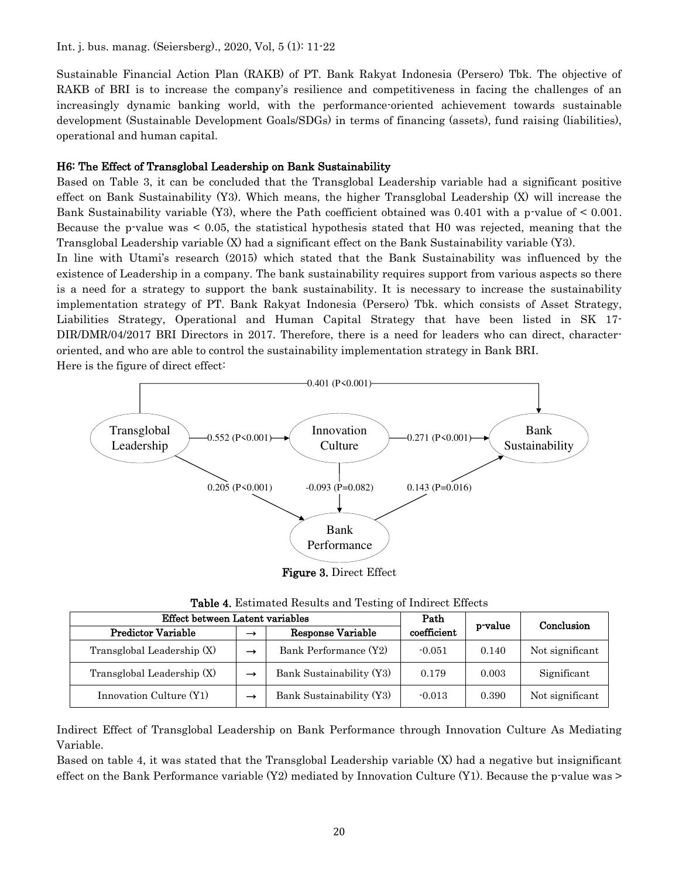Sustainable Financial Action Plan (RAKB) of PT. Bank Rakyat Indonesia (Persero) Tbk. The objective of RAKB of BRI is to increase the company's resilience and competitiveness in facing the challenges of an increasingly dynamic banking world, with the performance-oriented achievement towards sustainable development (Sustainable Development Goals/SDGs) in terms of financing (assets), fund raising (liabilities), operational and human capital.

### H6: The Effect of Transglobal Leadership on Bank Sustainability

Based on Table 3, it can be concluded that the Transglobal Leadership variable had a significant positive effect on Bank Sustainability (Y3). Which means, the higher Transglobal Leadership (X) will increase the Bank Sustainability variable (Y3), where the Path coefficient obtained was 0.401 with a p-value of < 0.001. Because the p-value was < 0.05, the statistical hypothesis stated that H0 was rejected, meaning that the Transglobal Leadership variable (X) had a significant effect on the Bank Sustainability variable (Y3).

In line with Utami's research (2015) which stated that the Bank Sustainability was influenced by the existence of Leadership in a company. The bank sustainability requires support from various aspects so there is a need for a strategy to support the bank sustainability. It is necessary to increase the sustainability implementation strategy of PT. Bank Rakyat Indonesia (Persero) Tbk. which consists of Asset Strategy, Liabilities Strategy, Operational and Human Capital Strategy that have been listed in SK 17-DIR/DMR/04/2017 BRI Directors in 2017. Therefore, there is a need for leaders who can direct, character-oriented, and who are able to control the sustainability implementation strategy in Bank BRI.

Here is the figure of direct effect:

**Figure 3.** Direct Effect

**Table 4.** Estimated Results and Testing of Indirect Effects

| Effect between Latent variables | | | Path coefficient | p-value | Conclusion |
|---|---|---|---|---|---|
| Predictor Variable | → | Response Variable | | | |
| Transglobal Leadership (X) | → | Bank Performance (Y2) | -0.051 | 0.140 | Not significant |
| Transglobal Leadership (X) | → | Bank Sustainability (Y3) | 0.179 | 0.003 | Significant |
| Innovation Culture (Y1) | → | Bank Sustainability (Y3) | -0.013 | 0.390 | Not significant |

Indirect Effect of Transglobal Leadership on Bank Performance through Innovation Culture As Mediating Variable.

Based on table 4, it was stated that the Transglobal Leadership variable (X) had a negative but insignificant effect on the Bank Performance variable (Y2) mediated by Innovation Culture (Y1). Because the p-value was >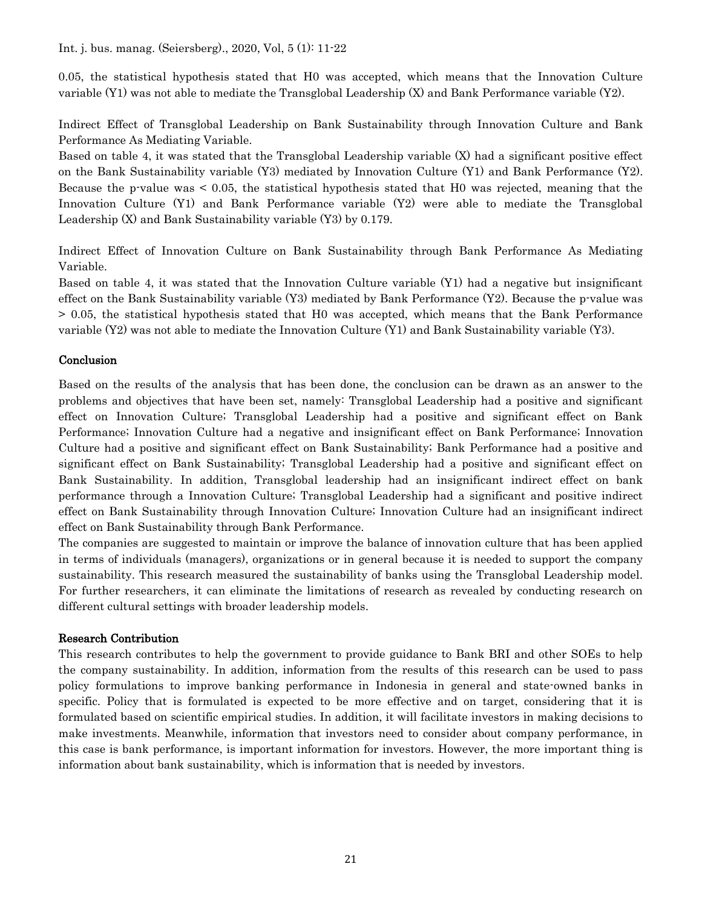0.05, the statistical hypothesis stated that H0 was accepted, which means that the Innovation Culture variable (Y1) was not able to mediate the Transglobal Leadership (X) and Bank Performance variable (Y2).

Indirect Effect of Transglobal Leadership on Bank Sustainability through Innovation Culture and Bank Performance As Mediating Variable.

Based on table 4, it was stated that the Transglobal Leadership variable (X) had a significant positive effect on the Bank Sustainability variable (Y3) mediated by Innovation Culture (Y1) and Bank Performance (Y2). Because the p-value was < 0.05, the statistical hypothesis stated that H0 was rejected, meaning that the Innovation Culture (Y1) and Bank Performance variable (Y2) were able to mediate the Transglobal Leadership (X) and Bank Sustainability variable (Y3) by 0.179.

Indirect Effect of Innovation Culture on Bank Sustainability through Bank Performance As Mediating Variable.

Based on table 4, it was stated that the Innovation Culture variable (Y1) had a negative but insignificant effect on the Bank Sustainability variable (Y3) mediated by Bank Performance (Y2). Because the p-value was > 0.05, the statistical hypothesis stated that H0 was accepted, which means that the Bank Performance variable (Y2) was not able to mediate the Innovation Culture (Y1) and Bank Sustainability variable (Y3).

## Conclusion

Based on the results of the analysis that has been done, the conclusion can be drawn as an answer to the problems and objectives that have been set, namely: Transglobal Leadership had a positive and significant effect on Innovation Culture; Transglobal Leadership had a positive and significant effect on Bank Performance; Innovation Culture had a negative and insignificant effect on Bank Performance; Innovation Culture had a positive and significant effect on Bank Sustainability; Bank Performance had a positive and significant effect on Bank Sustainability; Transglobal Leadership had a positive and significant effect on Bank Sustainability. In addition, Transglobal leadership had an insignificant indirect effect on bank performance through a Innovation Culture; Transglobal Leadership had a significant and positive indirect effect on Bank Sustainability through Innovation Culture; Innovation Culture had an insignificant indirect effect on Bank Sustainability through Bank Performance.

The companies are suggested to maintain or improve the balance of innovation culture that has been applied in terms of individuals (managers), organizations or in general because it is needed to support the company sustainability. This research measured the sustainability of banks using the Transglobal Leadership model. For further researchers, it can eliminate the limitations of research as revealed by conducting research on different cultural settings with broader leadership models.

## Research Contribution

This research contributes to help the government to provide guidance to Bank BRI and other SOEs to help the company sustainability. In addition, information from the results of this research can be used to pass policy formulations to improve banking performance in Indonesia in general and state-owned banks in specific. Policy that is formulated is expected to be more effective and on target, considering that it is formulated based on scientific empirical studies. In addition, it will facilitate investors in making decisions to make investments. Meanwhile, information that investors need to consider about company performance, in this case is bank performance, is important information for investors. However, the more important thing is information about bank sustainability, which is information that is needed by investors.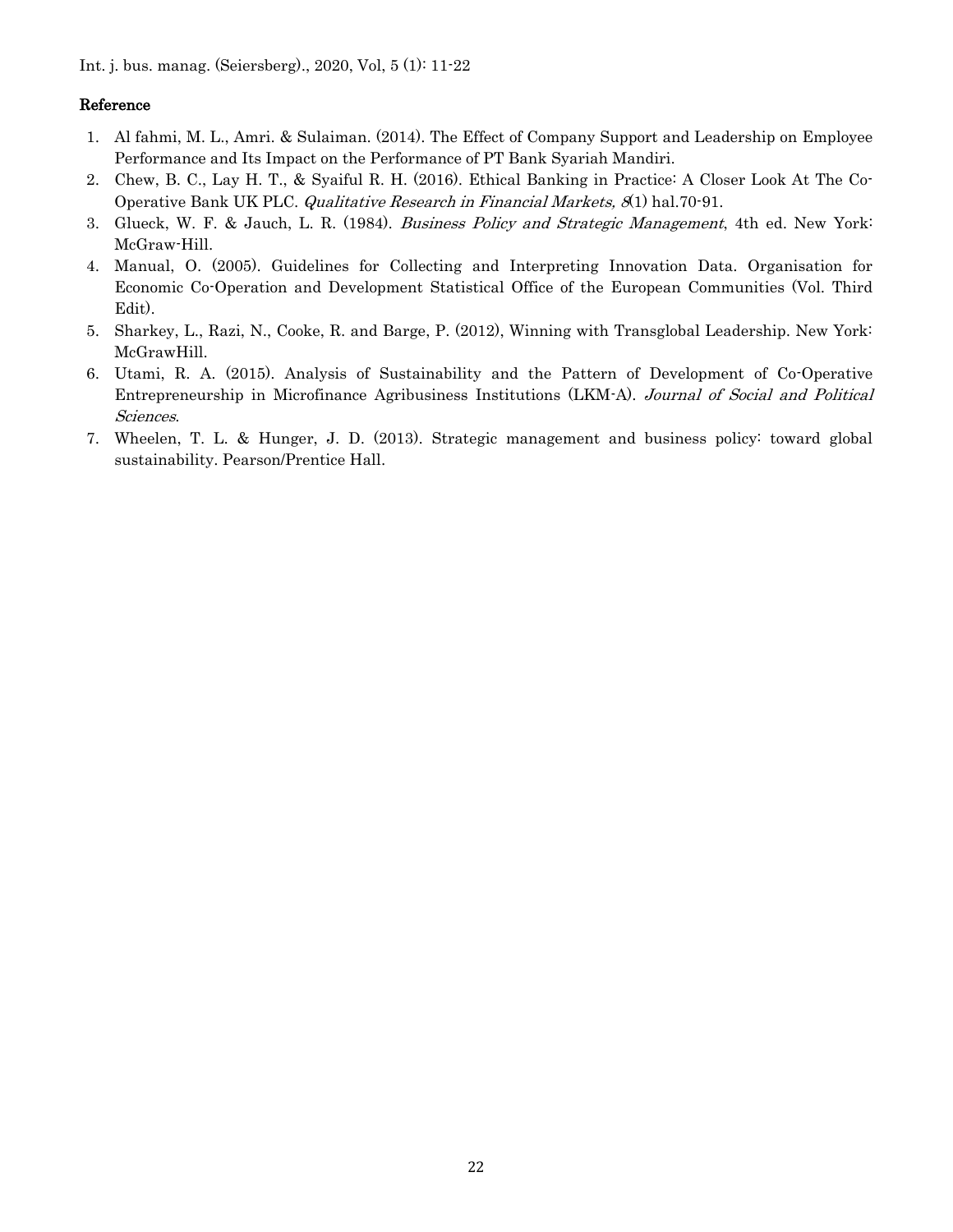## Reference

1. Al fahmi, M. L., Amri. & Sulaiman. (2014). The Effect of Company Support and Leadership on Employee Performance and Its Impact on the Performance of PT Bank Syariah Mandiri.
2. Chew, B. C., Lay H. T., & Syaiful R. H. (2016). Ethical Banking in Practice: A Closer Look At The Co-Operative Bank UK PLC. *Qualitative Research in Financial Markets, 8*(1) hal.70-91.
3. Glueck, W. F. & Jauch, L. R. (1984). *Business Policy and Strategic Management*, 4th ed. New York: McGraw-Hill.
4. Manual, O. (2005). Guidelines for Collecting and Interpreting Innovation Data. Organisation for Economic Co-Operation and Development Statistical Office of the European Communities (Vol. Third Edit).
5. Sharkey, L., Razi, N., Cooke, R. and Barge, P. (2012), Winning with Transglobal Leadership. New York: McGrawHill.
6. Utami, R. A. (2015). Analysis of Sustainability and the Pattern of Development of Co-Operative Entrepreneurship in Microfinance Agribusiness Institutions (LKM-A). *Journal of Social and Political Sciences*.
7. Wheelen, T. L. & Hunger, J. D. (2013). Strategic management and business policy: toward global sustainability. Pearson/Prentice Hall.